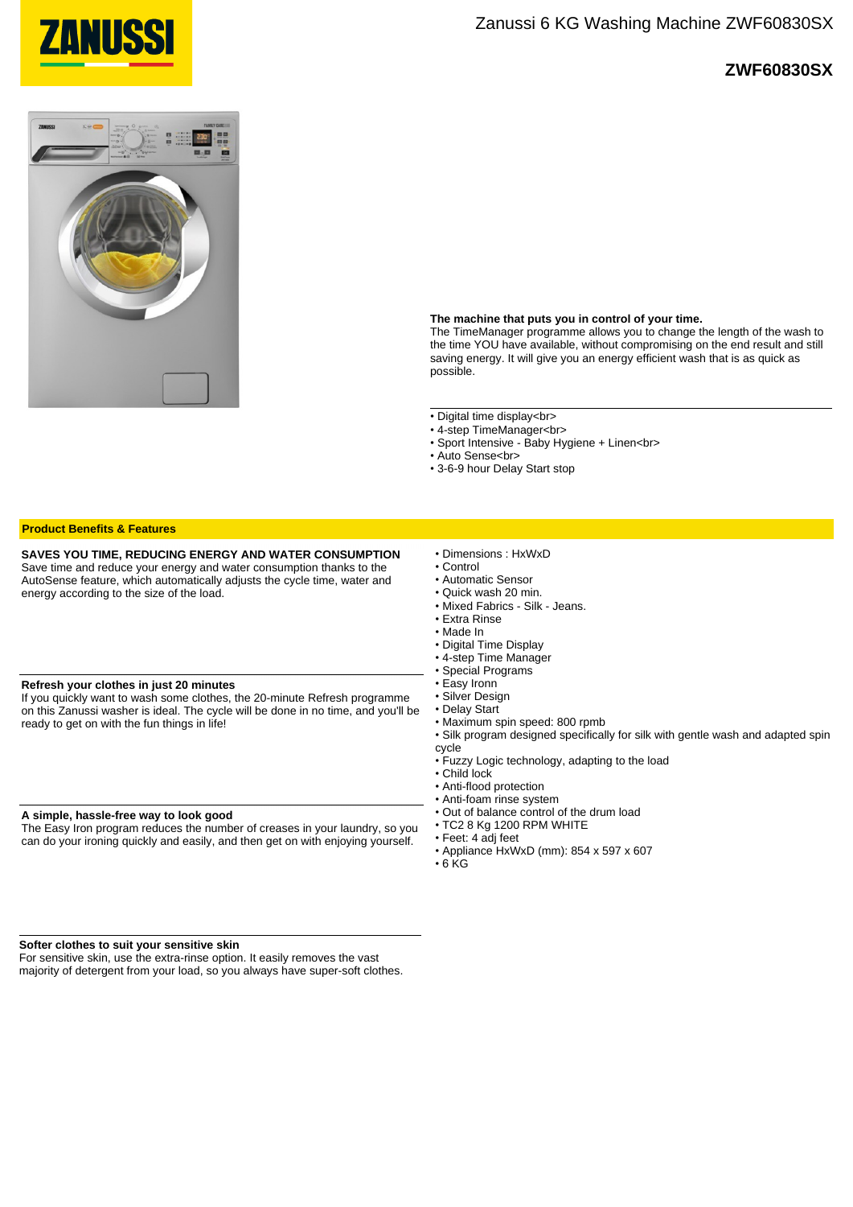# Zanussi 6 KG Washing Machine ZWF60830SX

## ZWF60830SX

**The machine that puts you in control of your time.**
The TimeManager programme allows you to change the length of the wash to the time YOU have available, without compromising on the end result and still saving energy. It will give you an energy efficient wash that is as quick as possible.

- Digital time display<br>
- 4-step TimeManager<br>
- Sport Intensive - Baby Hygiene + Linen<br>
- Auto Sense<br>
- 3-6-9 hour Delay Start stop

## Product Benefits & Features

**SAVES YOU TIME, REDUCING ENERGY AND WATER CONSUMPTION**
Save time and reduce your energy and water consumption thanks to the AutoSense feature, which automatically adjusts the cycle time, water and energy according to the size of the load.

**Refresh your clothes in just 20 minutes**
If you quickly want to wash some clothes, the 20-minute Refresh programme on this Zanussi washer is ideal. The cycle will be done in no time, and you'll be ready to get on with the fun things in life!

**A simple, hassle-free way to look good**
The Easy Iron program reduces the number of creases in your laundry, so you can do your ironing quickly and easily, and then get on with enjoying yourself.

**Softer clothes to suit your sensitive skin**
For sensitive skin, use the extra-rinse option. It easily removes the vast majority of detergent from your load, so you always have super-soft clothes.

- Dimensions : HxWxD
- Control
- Automatic Sensor
- Quick wash 20 min.
- Mixed Fabrics - Silk - Jeans.
- Extra Rinse
- Made In
- Digital Time Display
- 4-step Time Manager
- Special Programs
- Easy Ironn
- Silver Design
- Delay Start
- Maximum spin speed: 800 rpmb
- Silk program designed specifically for silk with gentle wash and adapted spin cycle
- Fuzzy Logic technology, adapting to the load
- Child lock
- Anti-flood protection
- Anti-foam rinse system
- Out of balance control of the drum load
- TC2 8 Kg 1200 RPM WHITE
- Feet: 4 adj feet
- Appliance HxWxD (mm): 854 x 597 x 607
- 6 KG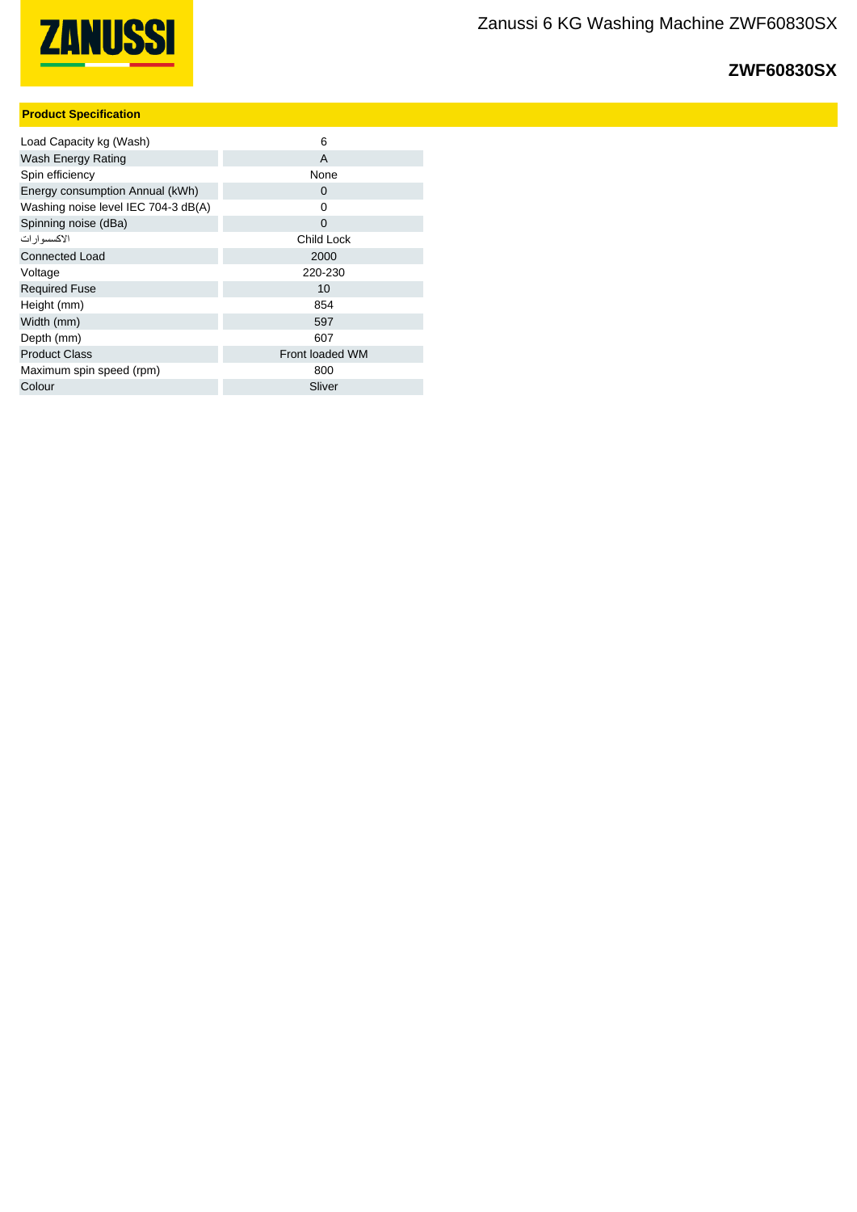Zanussi 6 KG Washing Machine ZWF60830SX

## ZWF60830SX

### Product Specification

| | |
|---|---|
| Load Capacity kg (Wash) | 6 |
| Wash Energy Rating | A |
| Spin efficiency | None |
| Energy consumption Annual (kWh) | 0 |
| Washing noise level IEC 704-3 dB(A) | 0 |
| Spinning noise (dBa) | 0 |
| الاكسسوارات | Child Lock |
| Connected Load | 2000 |
| Voltage | 220-230 |
| Required Fuse | 10 |
| Height (mm) | 854 |
| Width (mm) | 597 |
| Depth (mm) | 607 |
| Product Class | Front loaded WM |
| Maximum spin speed (rpm) | 800 |
| Colour | Sliver |